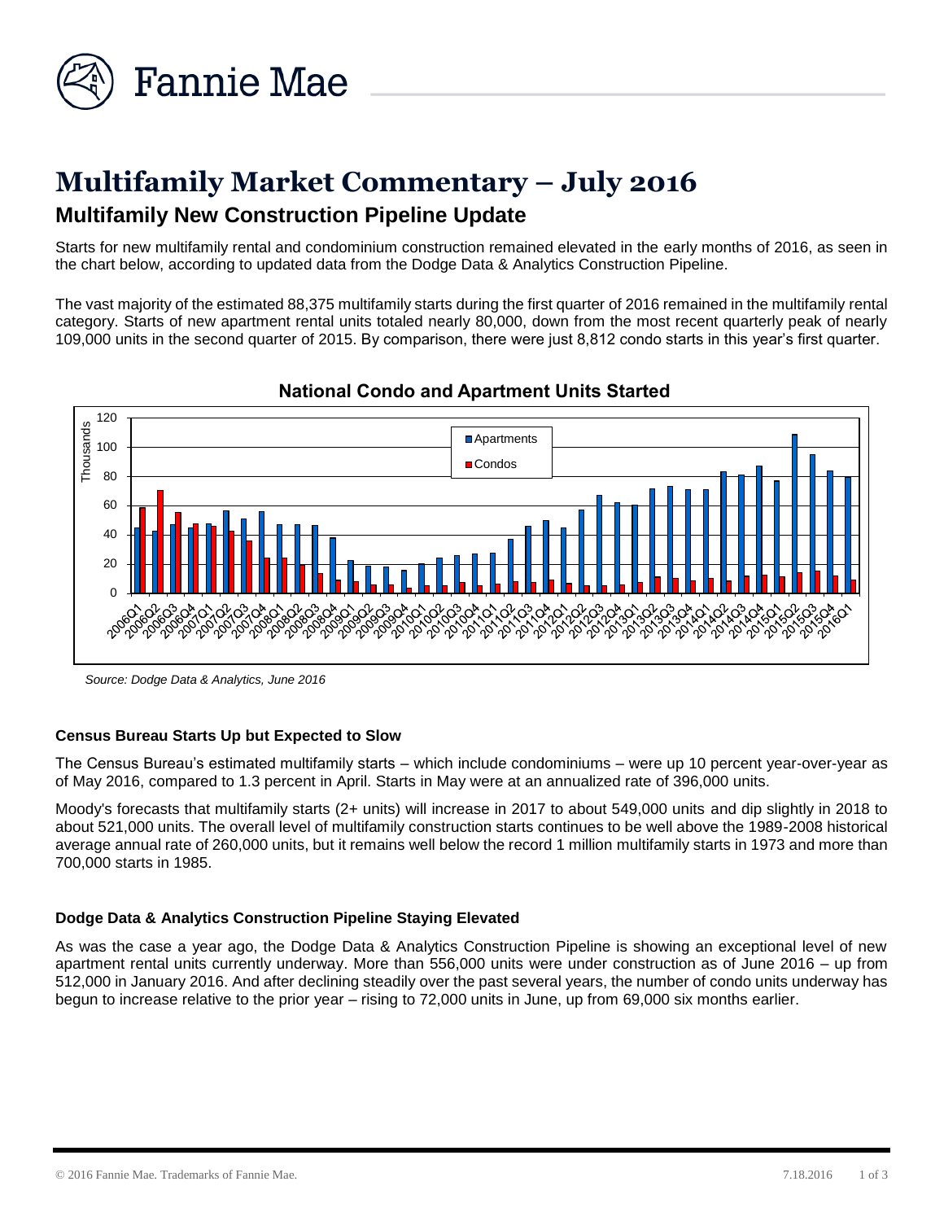# Multifamily Market Commentary – July 2016

## Multifamily New Construction Pipeline Update

Starts for new multifamily rental and condominium construction remained elevated in the early months of 2016, as seen in the chart below, according to updated data from the Dodge Data & Analytics Construction Pipeline.

The vast majority of the estimated 88,375 multifamily starts during the first quarter of 2016 remained in the multifamily rental category. Starts of new apartment rental units totaled nearly 80,000, down from the most recent quarterly peak of nearly 109,000 units in the second quarter of 2015. By comparison, there were just 8,812 condo starts in this year's first quarter.

**National Condo and Apartment Units Started**

*Source: Dodge Data & Analytics, June 2016*

### Census Bureau Starts Up but Expected to Slow

The Census Bureau's estimated multifamily starts – which include condominiums – were up 10 percent year-over-year as of May 2016, compared to 1.3 percent in April. Starts in May were at an annualized rate of 396,000 units.

Moody's forecasts that multifamily starts (2+ units) will increase in 2017 to about 549,000 units and dip slightly in 2018 to about 521,000 units. The overall level of multifamily construction starts continues to be well above the 1989-2008 historical average annual rate of 260,000 units, but it remains well below the record 1 million multifamily starts in 1973 and more than 700,000 starts in 1985.

### Dodge Data & Analytics Construction Pipeline Staying Elevated

As was the case a year ago, the Dodge Data & Analytics Construction Pipeline is showing an exceptional level of new apartment rental units currently underway. More than 556,000 units were under construction as of June 2016 – up from 512,000 in January 2016. And after declining steadily over the past several years, the number of condo units underway has begun to increase relative to the prior year – rising to 72,000 units in June, up from 69,000 six months earlier.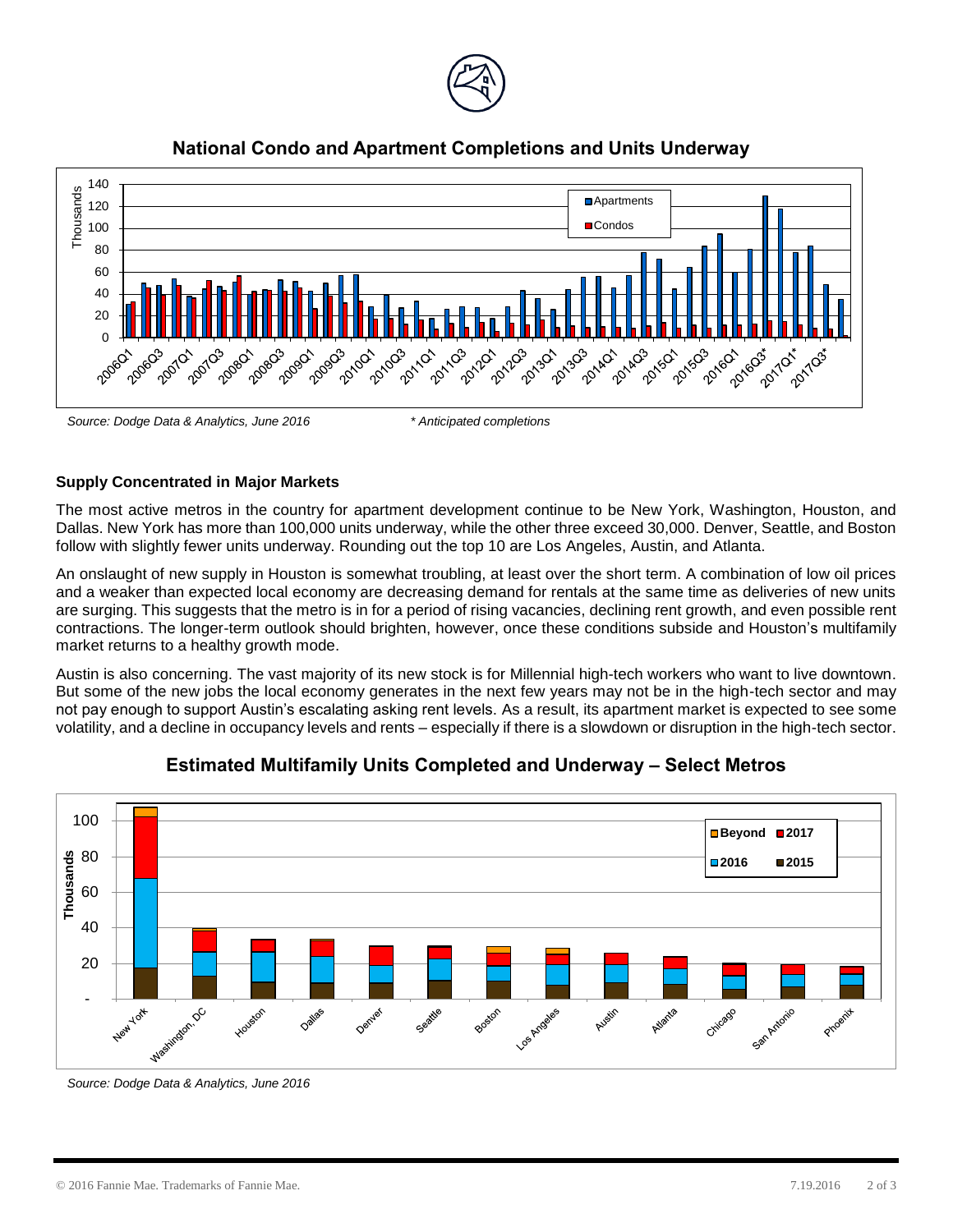## National Condo and Apartment Completions and Units Underway

*Source: Dodge Data & Analytics, June 2016* *\* Anticipated completions*

### Supply Concentrated in Major Markets

The most active metros in the country for apartment development continue to be New York, Washington, Houston, and Dallas. New York has more than 100,000 units underway, while the other three exceed 30,000. Denver, Seattle, and Boston follow with slightly fewer units underway. Rounding out the top 10 are Los Angeles, Austin, and Atlanta.

An onslaught of new supply in Houston is somewhat troubling, at least over the short term. A combination of low oil prices and a weaker than expected local economy are decreasing demand for rentals at the same time as deliveries of new units are surging. This suggests that the metro is in for a period of rising vacancies, declining rent growth, and even possible rent contractions. The longer-term outlook should brighten, however, once these conditions subside and Houston's multifamily market returns to a healthy growth mode.

Austin is also concerning. The vast majority of its new stock is for Millennial high-tech workers who want to live downtown. But some of the new jobs the local economy generates in the next few years may not be in the high-tech sector and may not pay enough to support Austin's escalating asking rent levels. As a result, its apartment market is expected to see some volatility, and a decline in occupancy levels and rents – especially if there is a slowdown or disruption in the high-tech sector.

## Estimated Multifamily Units Completed and Underway – Select Metros

*Source: Dodge Data & Analytics, June 2016*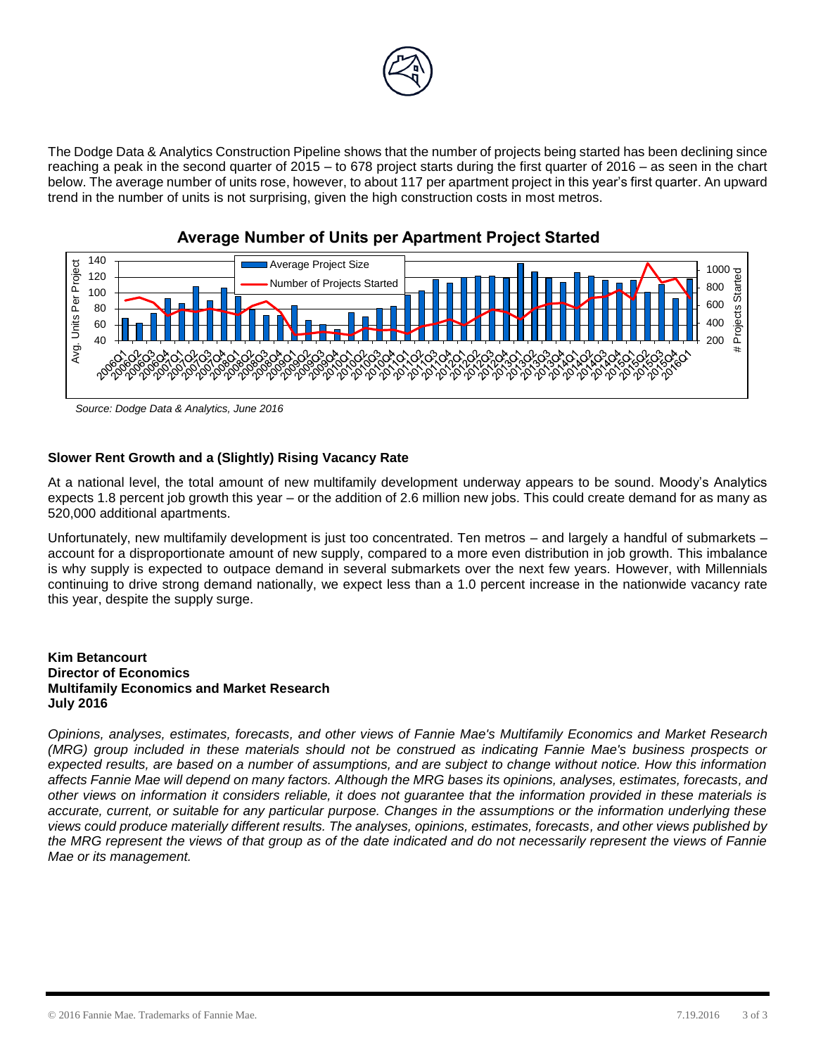The Dodge Data & Analytics Construction Pipeline shows that the number of projects being started has been declining since reaching a peak in the second quarter of 2015 – to 678 project starts during the first quarter of 2016 – as seen in the chart below. The average number of units rose, however, to about 117 per apartment project in this year's first quarter. An upward trend in the number of units is not surprising, given the high construction costs in most metros.

**Average Number of Units per Apartment Project Started**

Average Project Size
Number of Projects Started

Avg. Units Per Project
140
120
100
80
60
40

# Projects Started
1000
800
600
400
200

2006Q1 2006Q2 2006Q3 2006Q4 2007Q1 2007Q2 2007Q3 2007Q4 2008Q1 2008Q2 2008Q3 2008Q4 2009Q1 2009Q2 2009Q3 2009Q4 2010Q1 2010Q2 2010Q3 2010Q4 2011Q1 2011Q2 2011Q3 2011Q4 2012Q1 2012Q2 2012Q3 2012Q4 2013Q1 2013Q2 2013Q3 2013Q4 2014Q1 2014Q2 2014Q3 2014Q4 2015Q1 2015Q2 2015Q3 2015Q4 2016Q1

*Source: Dodge Data & Analytics, June 2016*

**Slower Rent Growth and a (Slightly) Rising Vacancy Rate**

At a national level, the total amount of new multifamily development underway appears to be sound. Moody's Analytics expects 1.8 percent job growth this year – or the addition of 2.6 million new jobs. This could create demand for as many as 520,000 additional apartments.

Unfortunately, new multifamily development is just too concentrated. Ten metros – and largely a handful of submarkets – account for a disproportionate amount of new supply, compared to a more even distribution in job growth. This imbalance is why supply is expected to outpace demand in several submarkets over the next few years. However, with Millennials continuing to drive strong demand nationally, we expect less than a 1.0 percent increase in the nationwide vacancy rate this year, despite the supply surge.

**Kim Betancourt**
**Director of Economics**
**Multifamily Economics and Market Research**
**July 2016**

*Opinions, analyses, estimates, forecasts, and other views of Fannie Mae's Multifamily Economics and Market Research (MRG) group included in these materials should not be construed as indicating Fannie Mae's business prospects or expected results, are based on a number of assumptions, and are subject to change without notice. How this information affects Fannie Mae will depend on many factors. Although the MRG bases its opinions, analyses, estimates, forecasts, and other views on information it considers reliable, it does not guarantee that the information provided in these materials is accurate, current, or suitable for any particular purpose. Changes in the assumptions or the information underlying these views could produce materially different results. The analyses, opinions, estimates, forecasts, and other views published by the MRG represent the views of that group as of the date indicated and do not necessarily represent the views of Fannie Mae or its management.*

© 2016 Fannie Mae. Trademarks of Fannie Mae. 7.19.2016